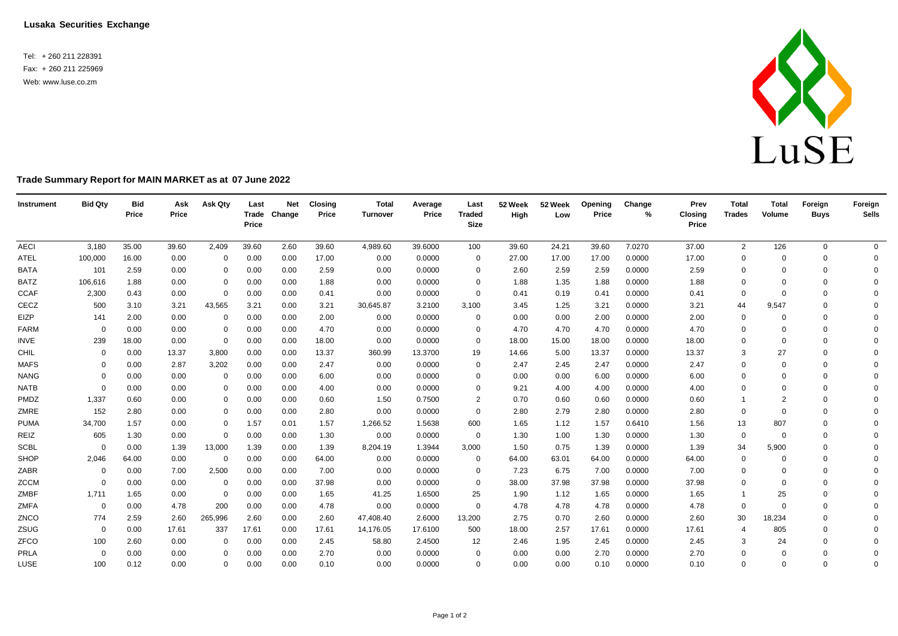**Lusaka Securities Exchange**

Tel: + 260 211 228391
Fax: + 260 211 225969
Web: www.luse.co.zm

**Trade Summary Report for MAIN MARKET as at 07 June 2022**

| Instrument | Bid Qty | Bid Price | Ask Price | Ask Qty | Last Trade Price | Net Change | Closing Price | Total Turnover | Average Price | Last Traded Size | 52 Week High | 52 Week Low | Opening Price | Change % | Prev Closing Price | Total Trades | Total Volume | Foreign Buys | Foreign Sells |
|---|---|---|---|---|---|---|---|---|---|---|---|---|---|---|---|---|---|---|---|
| AECI | 3,180 | 35.00 | 39.60 | 2,409 | 39.60 | 2.60 | 39.60 | 4,989.60 | 39.6000 | 100 | 39.60 | 24.21 | 39.60 | 7.0270 | 37.00 | 2 | 126 | 0 | 0 |
| ATEL | 100,000 | 16.00 | 0.00 | 0 | 0.00 | 0.00 | 17.00 | 0.00 | 0.0000 | 0 | 27.00 | 17.00 | 17.00 | 0.0000 | 17.00 | 0 | 0 | 0 | 0 |
| BATA | 101 | 2.59 | 0.00 | 0 | 0.00 | 0.00 | 2.59 | 0.00 | 0.0000 | 0 | 2.60 | 2.59 | 2.59 | 0.0000 | 2.59 | 0 | 0 | 0 | 0 |
| BATZ | 106,616 | 1.88 | 0.00 | 0 | 0.00 | 0.00 | 1.88 | 0.00 | 0.0000 | 0 | 1.88 | 1.35 | 1.88 | 0.0000 | 1.88 | 0 | 0 | 0 | 0 |
| CCAF | 2,300 | 0.43 | 0.00 | 0 | 0.00 | 0.00 | 0.41 | 0.00 | 0.0000 | 0 | 0.41 | 0.19 | 0.41 | 0.0000 | 0.41 | 0 | 0 | 0 | 0 |
| CECZ | 500 | 3.10 | 3.21 | 43,565 | 3.21 | 0.00 | 3.21 | 30,645.87 | 3.2100 | 3,100 | 3.45 | 1.25 | 3.21 | 0.0000 | 3.21 | 44 | 9,547 | 0 | 0 |
| EIZP | 141 | 2.00 | 0.00 | 0 | 0.00 | 0.00 | 2.00 | 0.00 | 0.0000 | 0 | 0.00 | 0.00 | 2.00 | 0.0000 | 2.00 | 0 | 0 | 0 | 0 |
| FARM | 0 | 0.00 | 0.00 | 0 | 0.00 | 0.00 | 4.70 | 0.00 | 0.0000 | 0 | 4.70 | 4.70 | 4.70 | 0.0000 | 4.70 | 0 | 0 | 0 | 0 |
| INVE | 239 | 18.00 | 0.00 | 0 | 0.00 | 0.00 | 18.00 | 0.00 | 0.0000 | 0 | 18.00 | 15.00 | 18.00 | 0.0000 | 18.00 | 0 | 0 | 0 | 0 |
| CHIL | 0 | 0.00 | 13.37 | 3,800 | 0.00 | 0.00 | 13.37 | 360.99 | 13.3700 | 19 | 14.66 | 5.00 | 13.37 | 0.0000 | 13.37 | 3 | 27 | 0 | 0 |
| MAFS | 0 | 0.00 | 2.87 | 3,202 | 0.00 | 0.00 | 2.47 | 0.00 | 0.0000 | 0 | 2.47 | 2.45 | 2.47 | 0.0000 | 2.47 | 0 | 0 | 0 | 0 |
| NANG | 0 | 0.00 | 0.00 | 0 | 0.00 | 0.00 | 6.00 | 0.00 | 0.0000 | 0 | 0.00 | 0.00 | 6.00 | 0.0000 | 6.00 | 0 | 0 | 0 | 0 |
| NATB | 0 | 0.00 | 0.00 | 0 | 0.00 | 0.00 | 4.00 | 0.00 | 0.0000 | 0 | 9.21 | 4.00 | 4.00 | 0.0000 | 4.00 | 0 | 0 | 0 | 0 |
| PMDZ | 1,337 | 0.60 | 0.00 | 0 | 0.00 | 0.00 | 0.60 | 1.50 | 0.7500 | 2 | 0.70 | 0.60 | 0.60 | 0.0000 | 0.60 | 1 | 2 | 0 | 0 |
| ZMRE | 152 | 2.80 | 0.00 | 0 | 0.00 | 0.00 | 2.80 | 0.00 | 0.0000 | 0 | 2.80 | 2.79 | 2.80 | 0.0000 | 2.80 | 0 | 0 | 0 | 0 |
| PUMA | 34,700 | 1.57 | 0.00 | 0 | 1.57 | 0.01 | 1.57 | 1,266.52 | 1.5638 | 600 | 1.65 | 1.12 | 1.57 | 0.6410 | 1.56 | 13 | 807 | 0 | 0 |
| REIZ | 605 | 1.30 | 0.00 | 0 | 0.00 | 0.00 | 1.30 | 0.00 | 0.0000 | 0 | 1.30 | 1.00 | 1.30 | 0.0000 | 1.30 | 0 | 0 | 0 | 0 |
| SCBL | 0 | 0.00 | 1.39 | 13,000 | 1.39 | 0.00 | 1.39 | 8,204.19 | 1.3944 | 3,000 | 1.50 | 0.75 | 1.39 | 0.0000 | 1.39 | 34 | 5,900 | 0 | 0 |
| SHOP | 2,046 | 64.00 | 0.00 | 0 | 0.00 | 0.00 | 64.00 | 0.00 | 0.0000 | 0 | 64.00 | 63.01 | 64.00 | 0.0000 | 64.00 | 0 | 0 | 0 | 0 |
| ZABR | 0 | 0.00 | 7.00 | 2,500 | 0.00 | 0.00 | 7.00 | 0.00 | 0.0000 | 0 | 7.23 | 6.75 | 7.00 | 0.0000 | 7.00 | 0 | 0 | 0 | 0 |
| ZCCM | 0 | 0.00 | 0.00 | 0 | 0.00 | 0.00 | 37.98 | 0.00 | 0.0000 | 0 | 38.00 | 37.98 | 37.98 | 0.0000 | 37.98 | 0 | 0 | 0 | 0 |
| ZMBF | 1,711 | 1.65 | 0.00 | 0 | 0.00 | 0.00 | 1.65 | 41.25 | 1.6500 | 25 | 1.90 | 1.12 | 1.65 | 0.0000 | 1.65 | 1 | 25 | 0 | 0 |
| ZMFA | 0 | 0.00 | 4.78 | 200 | 0.00 | 0.00 | 4.78 | 0.00 | 0.0000 | 0 | 4.78 | 4.78 | 4.78 | 0.0000 | 4.78 | 0 | 0 | 0 | 0 |
| ZNCO | 774 | 2.59 | 2.60 | 265,996 | 2.60 | 0.00 | 2.60 | 47,408.40 | 2.6000 | 13,200 | 2.75 | 0.70 | 2.60 | 0.0000 | 2.60 | 30 | 18,234 | 0 | 0 |
| ZSUG | 0 | 0.00 | 17.61 | 337 | 17.61 | 0.00 | 17.61 | 14,176.05 | 17.6100 | 500 | 18.00 | 2.57 | 17.61 | 0.0000 | 17.61 | 4 | 805 | 0 | 0 |
| ZFCO | 100 | 2.60 | 0.00 | 0 | 0.00 | 0.00 | 2.45 | 58.80 | 2.4500 | 12 | 2.46 | 1.95 | 2.45 | 0.0000 | 2.45 | 3 | 24 | 0 | 0 |
| PRLA | 0 | 0.00 | 0.00 | 0 | 0.00 | 0.00 | 2.70 | 0.00 | 0.0000 | 0 | 0.00 | 0.00 | 2.70 | 0.0000 | 2.70 | 0 | 0 | 0 | 0 |
| LUSE | 100 | 0.12 | 0.00 | 0 | 0.00 | 0.00 | 0.10 | 0.00 | 0.0000 | 0 | 0.00 | 0.00 | 0.10 | 0.0000 | 0.10 | 0 | 0 | 0 | 0 |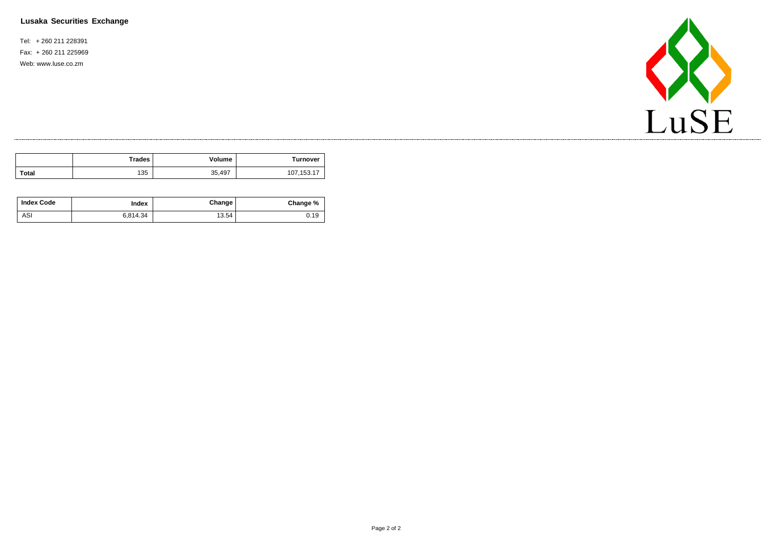**Lusaka Securities Exchange**

Tel: + 260 211 228391

Fax: + 260 211 225969

Web: www.luse.co.zm

LuSE

| | Trades | Volume | Turnover |
|---|---|---|---|
| **Total** | 135 | 35,497 | 107,153.17 |

| Index Code | Index | Change | Change % |
|---|---|---|---|
| ASI | 6,814.34 | 13.54 | 0.19 |